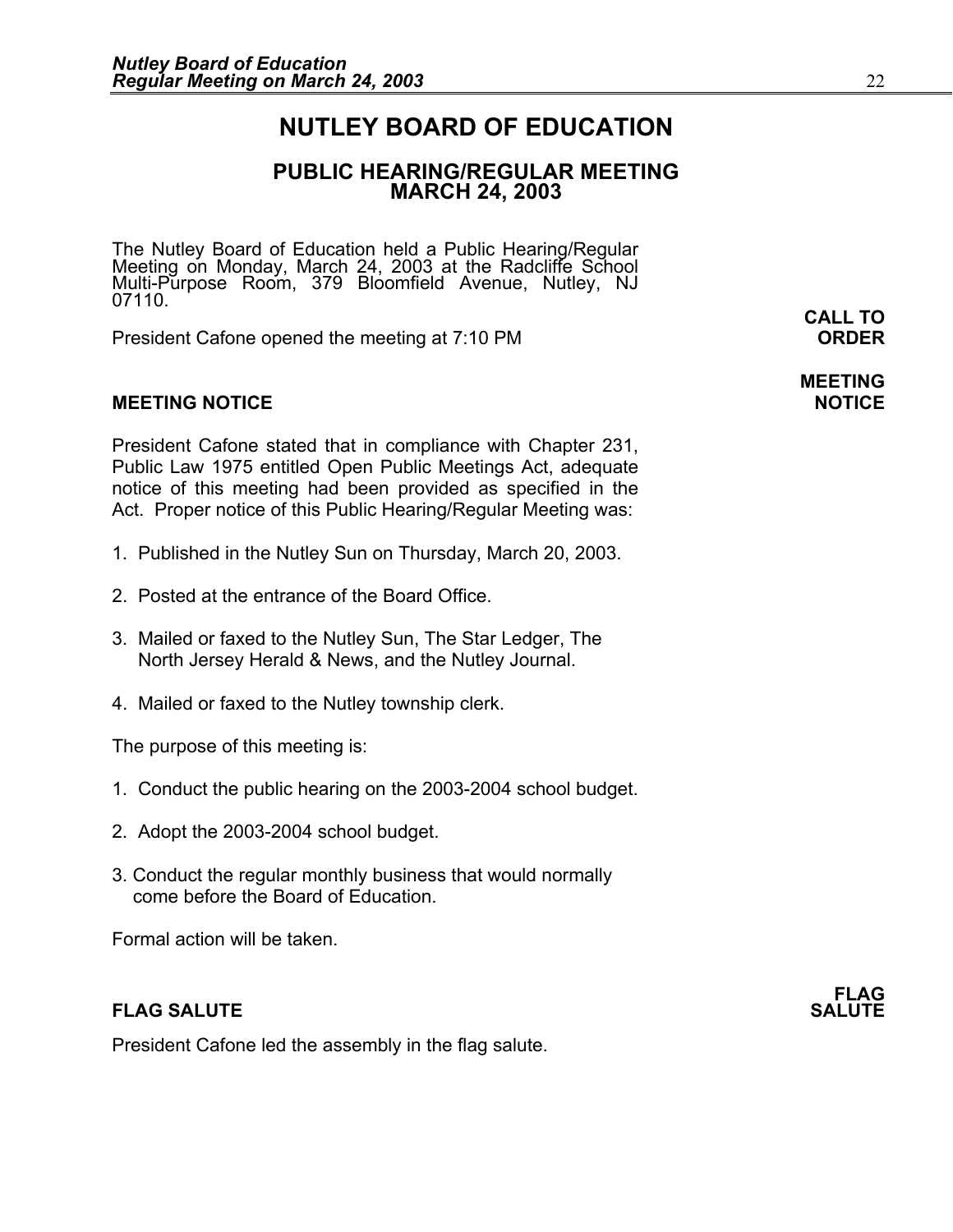# NUTLEY BOARD OF EDUCATION

## PUBLIC HEARING/REGULAR MEETING
## MARCH 24, 2003

The Nutley Board of Education held a Public Hearing/Regular Meeting on Monday, March 24, 2003 at the Radcliffe School Multi-Purpose Room, 379 Bloomfield Avenue, Nutley, NJ 07110.

**CALL TO ORDER**

President Cafone opened the meeting at 7:10 PM

### MEETING NOTICE

President Cafone stated that in compliance with Chapter 231, Public Law 1975 entitled Open Public Meetings Act, adequate notice of this meeting had been provided as specified in the Act. Proper notice of this Public Hearing/Regular Meeting was:

1. Published in the Nutley Sun on Thursday, March 20, 2003.
2. Posted at the entrance of the Board Office.
3. Mailed or faxed to the Nutley Sun, The Star Ledger, The North Jersey Herald & News, and the Nutley Journal.
4. Mailed or faxed to the Nutley township clerk.

The purpose of this meeting is:

1. Conduct the public hearing on the 2003-2004 school budget.
2. Adopt the 2003-2004 school budget.
3. Conduct the regular monthly business that would normally come before the Board of Education.

Formal action will be taken.

### FLAG SALUTE

President Cafone led the assembly in the flag salute.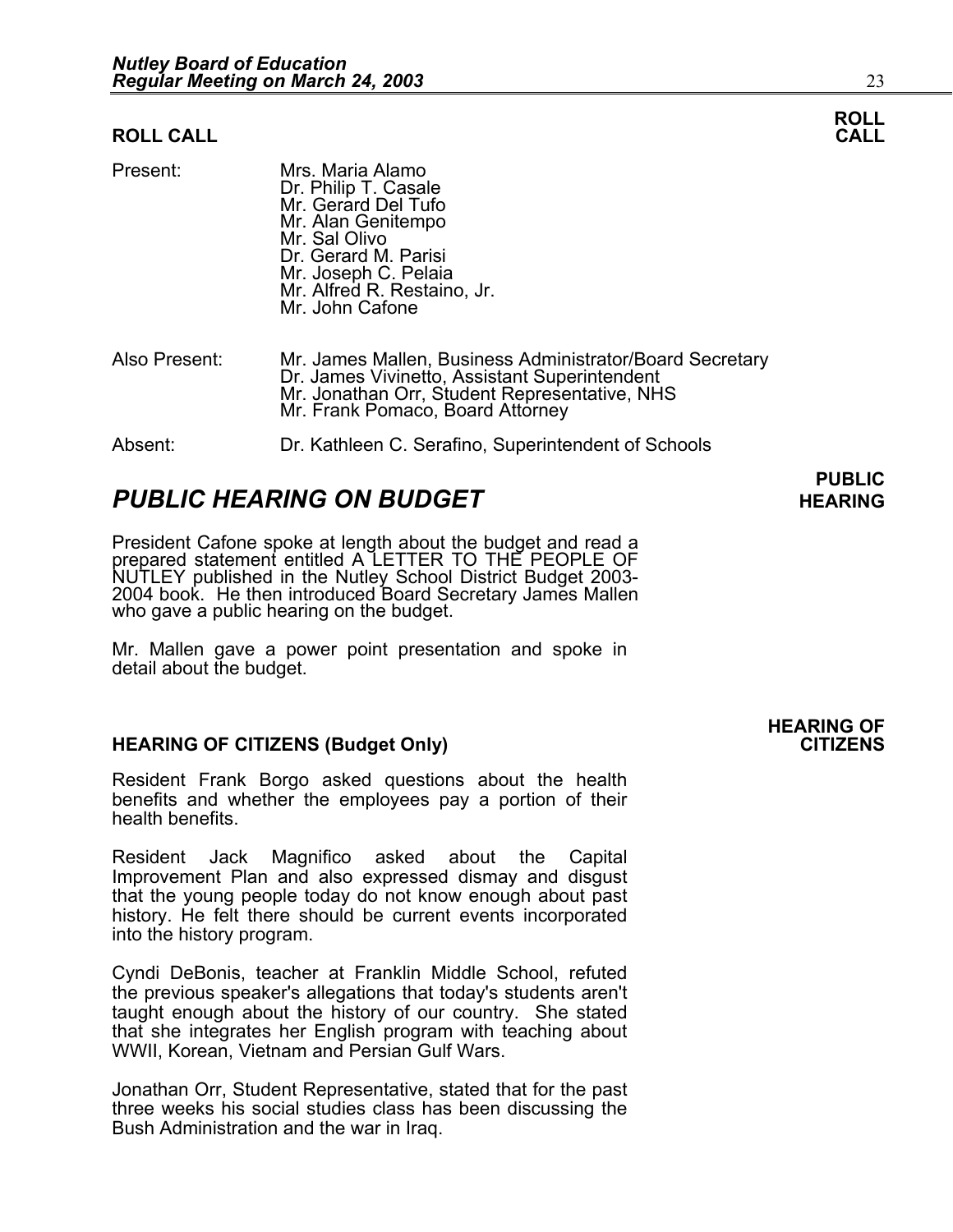## ROLL CALL

**ROLL CALL**

Present: Mrs. Maria Alamo
Dr. Philip T. Casale
Mr. Gerard Del Tufo
Mr. Alan Genitempo
Mr. Sal Olivo
Dr. Gerard M. Parisi
Mr. Joseph C. Pelaia
Mr. Alfred R. Restaino, Jr.
Mr. John Cafone

Also Present: Mr. James Mallen, Business Administrator/Board Secretary
Dr. James Vivinetto, Assistant Superintendent
Mr. Jonathan Orr, Student Representative, NHS
Mr. Frank Pomaco, Board Attorney

Absent: Dr. Kathleen C. Serafino, Superintendent of Schools

# *PUBLIC HEARING ON BUDGET*

**PUBLIC HEARING**

President Cafone spoke at length about the budget and read a prepared statement entitled A LETTER TO THE PEOPLE OF NUTLEY published in the Nutley School District Budget 2003-2004 book. He then introduced Board Secretary James Mallen who gave a public hearing on the budget.

Mr. Mallen gave a power point presentation and spoke in detail about the budget.

### HEARING OF CITIZENS (Budget Only)

**HEARING OF CITIZENS**

Resident Frank Borgo asked questions about the health benefits and whether the employees pay a portion of their health benefits.

Resident Jack Magnifico asked about the Capital Improvement Plan and also expressed dismay and disgust that the young people today do not know enough about past history. He felt there should be current events incorporated into the history program.

Cyndi DeBonis, teacher at Franklin Middle School, refuted the previous speaker's allegations that today's students aren't taught enough about the history of our country. She stated that she integrates her English program with teaching about WWII, Korean, Vietnam and Persian Gulf Wars.

Jonathan Orr, Student Representative, stated that for the past three weeks his social studies class has been discussing the Bush Administration and the war in Iraq.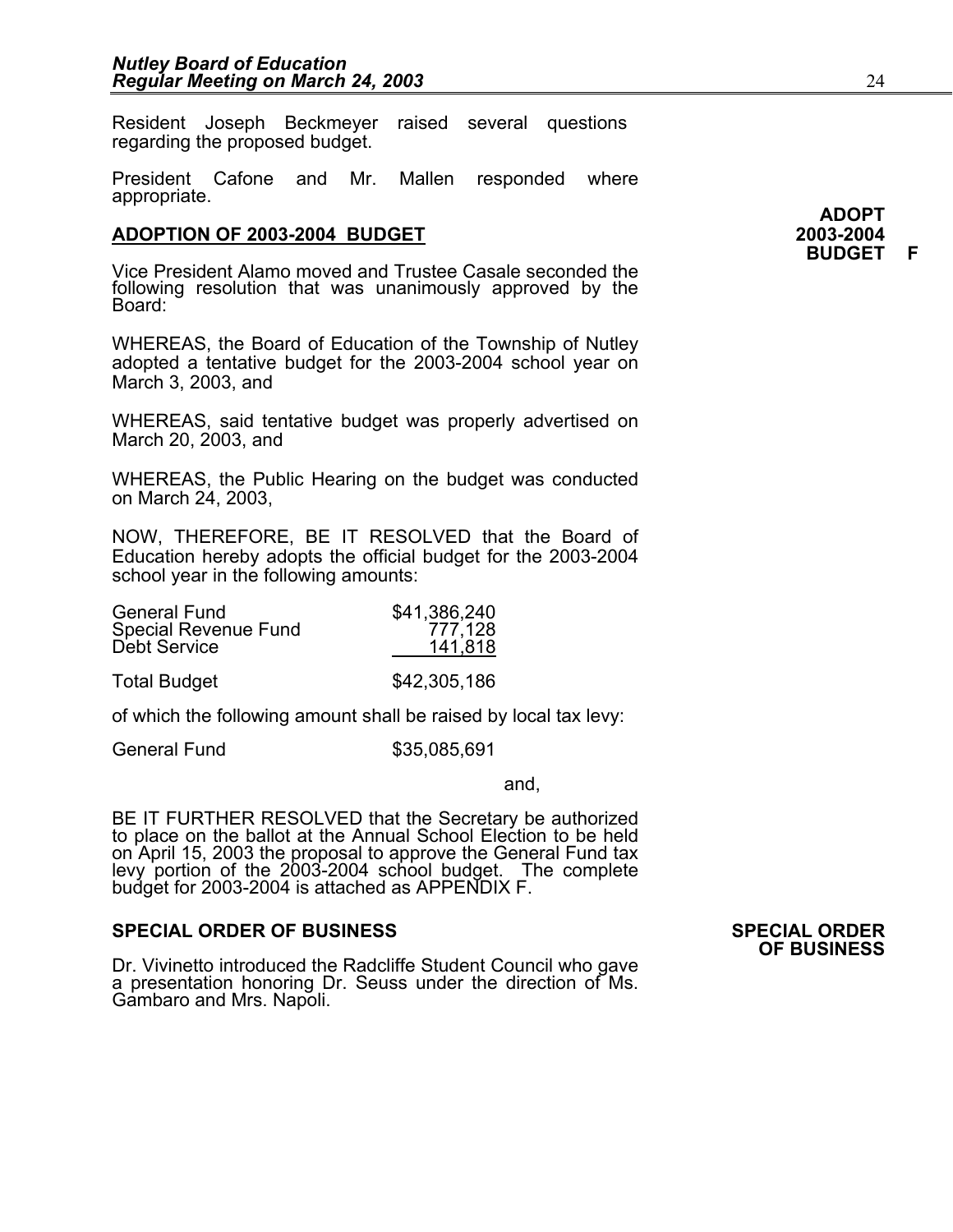Resident Joseph Beckmeyer raised several questions regarding the proposed budget.

President Cafone and Mr. Mallen responded where appropriate.

**ADOPT 2003-2004 BUDGET F**

**ADOPTION OF 2003-2004 BUDGET**

Vice President Alamo moved and Trustee Casale seconded the following resolution that was unanimously approved by the Board:

WHEREAS, the Board of Education of the Township of Nutley adopted a tentative budget for the 2003-2004 school year on March 3, 2003, and

WHEREAS, said tentative budget was properly advertised on March 20, 2003, and

WHEREAS, the Public Hearing on the budget was conducted on March 24, 2003,

NOW, THEREFORE, BE IT RESOLVED that the Board of Education hereby adopts the official budget for the 2003-2004 school year in the following amounts:

| | |
|---|---|
| General Fund | $41,386,240 |
| Special Revenue Fund | 777,128 |
| Debt Service | 141,818 |
| Total Budget | $42,305,186 |

of which the following amount shall be raised by local tax levy:

| | |
|---|---|
| General Fund | $35,085,691 |

and,

BE IT FURTHER RESOLVED that the Secretary be authorized to place on the ballot at the Annual School Election to be held on April 15, 2003 the proposal to approve the General Fund tax levy portion of the 2003-2004 school budget. The complete budget for 2003-2004 is attached as APPENDIX F.

**SPECIAL ORDER OF BUSINESS**

**SPECIAL ORDER OF BUSINESS**

Dr. Vivinetto introduced the Radcliffe Student Council who gave a presentation honoring Dr. Seuss under the direction of Ms. Gambaro and Mrs. Napoli.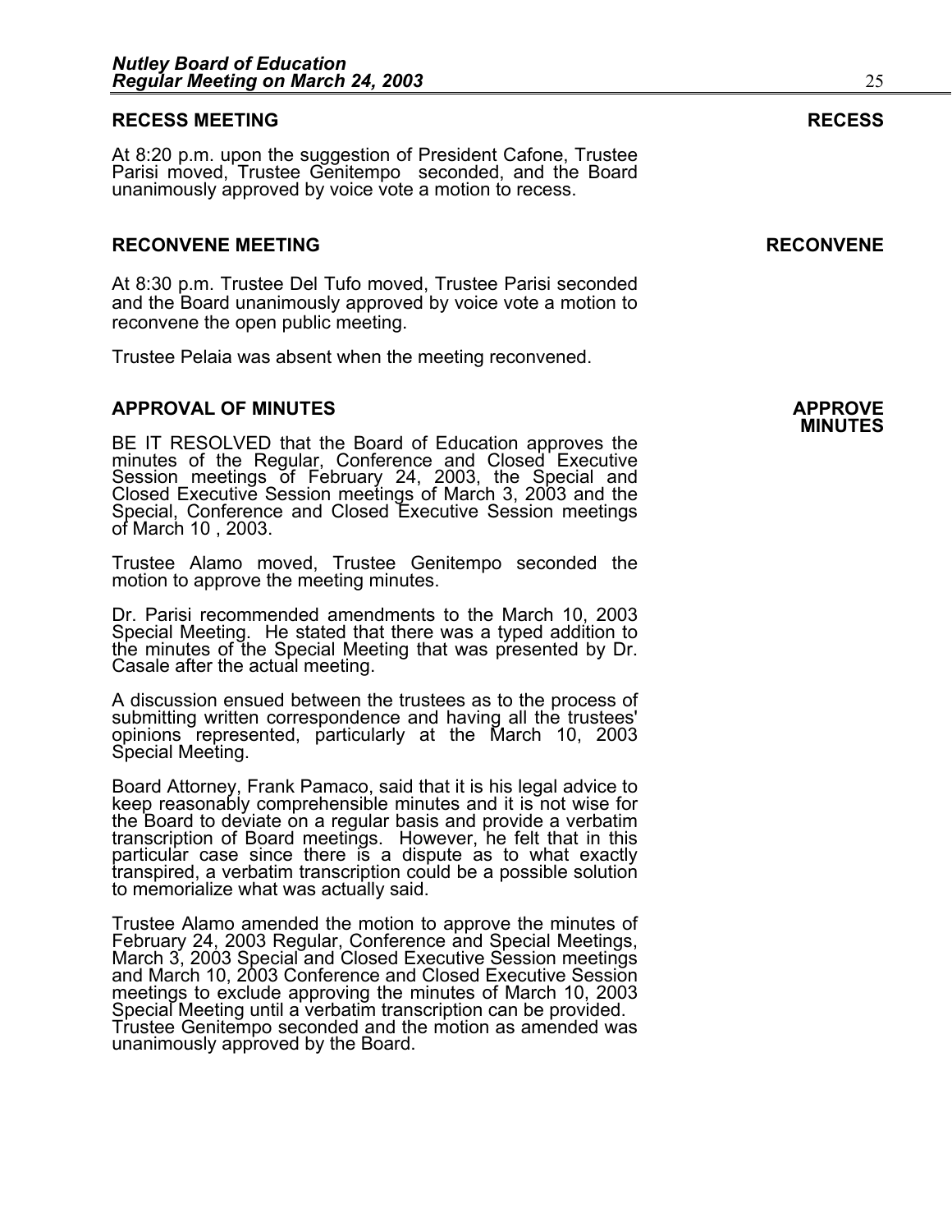## RECESS MEETING

**RECESS**

At 8:20 p.m. upon the suggestion of President Cafone, Trustee Parisi moved, Trustee Genitempo seconded, and the Board unanimously approved by voice vote a motion to recess.

## RECONVENE MEETING

**RECONVENE**

At 8:30 p.m. Trustee Del Tufo moved, Trustee Parisi seconded and the Board unanimously approved by voice vote a motion to reconvene the open public meeting.

Trustee Pelaia was absent when the meeting reconvened.

## APPROVAL OF MINUTES

**APPROVE MINUTES**

BE IT RESOLVED that the Board of Education approves the minutes of the Regular, Conference and Closed Executive Session meetings of February 24, 2003, the Special and Closed Executive Session meetings of March 3, 2003 and the Special, Conference and Closed Executive Session meetings of March 10 , 2003.

Trustee Alamo moved, Trustee Genitempo seconded the motion to approve the meeting minutes.

Dr. Parisi recommended amendments to the March 10, 2003 Special Meeting. He stated that there was a typed addition to the minutes of the Special Meeting that was presented by Dr. Casale after the actual meeting.

A discussion ensued between the trustees as to the process of submitting written correspondence and having all the trustees' opinions represented, particularly at the March 10, 2003 Special Meeting.

Board Attorney, Frank Pamaco, said that it is his legal advice to keep reasonably comprehensible minutes and it is not wise for the Board to deviate on a regular basis and provide a verbatim transcription of Board meetings. However, he felt that in this particular case since there is a dispute as to what exactly transpired, a verbatim transcription could be a possible solution to memorialize what was actually said.

Trustee Alamo amended the motion to approve the minutes of February 24, 2003 Regular, Conference and Special Meetings, March 3, 2003 Special and Closed Executive Session meetings and March 10, 2003 Conference and Closed Executive Session meetings to exclude approving the minutes of March 10, 2003 Special Meeting until a verbatim transcription can be provided. Trustee Genitempo seconded and the motion as amended was unanimously approved by the Board.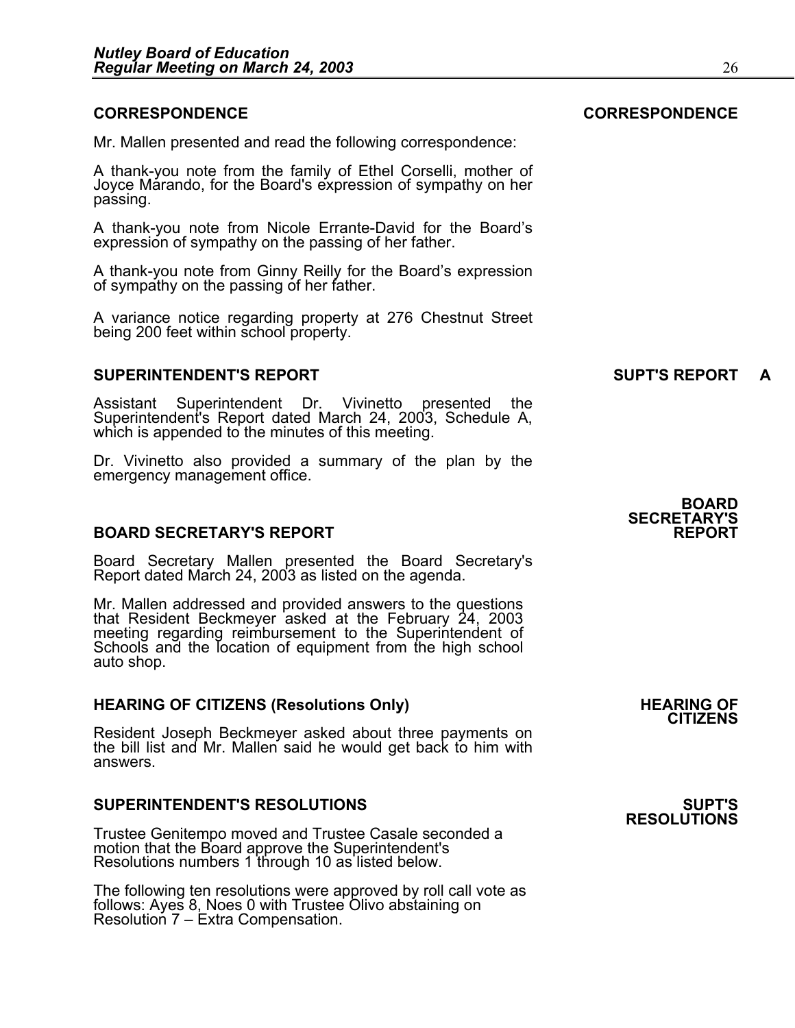## CORRESPONDENCE

Mr. Mallen presented and read the following correspondence:

A thank-you note from the family of Ethel Corselli, mother of Joyce Marando, for the Board's expression of sympathy on her passing.

A thank-you note from Nicole Errante-David for the Board's expression of sympathy on the passing of her father.

A thank-you note from Ginny Reilly for the Board's expression of sympathy on the passing of her father.

A variance notice regarding property at 276 Chestnut Street being 200 feet within school property.

## SUPERINTENDENT'S REPORT

**SUPT'S REPORT A**

Assistant Superintendent Dr. Vivinetto presented the Superintendent's Report dated March 24, 2003, Schedule A, which is appended to the minutes of this meeting.

Dr. Vivinetto also provided a summary of the plan by the emergency management office.

## BOARD SECRETARY'S REPORT

Board Secretary Mallen presented the Board Secretary's Report dated March 24, 2003 as listed on the agenda.

Mr. Mallen addressed and provided answers to the questions that Resident Beckmeyer asked at the February 24, 2003 meeting regarding reimbursement to the Superintendent of Schools and the location of equipment from the high school auto shop.

## HEARING OF CITIZENS (Resolutions Only)

Resident Joseph Beckmeyer asked about three payments on the bill list and Mr. Mallen said he would get back to him with answers.

## SUPERINTENDENT'S RESOLUTIONS

Trustee Genitempo moved and Trustee Casale seconded a motion that the Board approve the Superintendent's Resolutions numbers 1 through 10 as listed below.

The following ten resolutions were approved by roll call vote as follows: Ayes 8, Noes 0 with Trustee Olivo abstaining on Resolution 7 – Extra Compensation.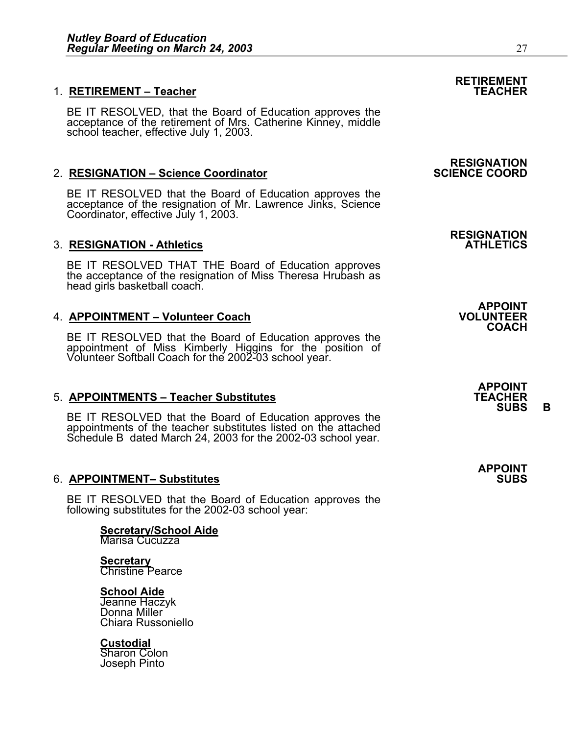1. **RETIREMENT – Teacher** — **RETIREMENT TEACHER**

   BE IT RESOLVED, that the Board of Education approves the acceptance of the retirement of Mrs. Catherine Kinney, middle school teacher, effective July 1, 2003.

2. **RESIGNATION – Science Coordinator** — **RESIGNATION SCIENCE COORD**

   BE IT RESOLVED that the Board of Education approves the acceptance of the resignation of Mr. Lawrence Jinks, Science Coordinator, effective July 1, 2003.

3. **RESIGNATION - Athletics** — **RESIGNATION ATHLETICS**

   BE IT RESOLVED THAT THE Board of Education approves the acceptance of the resignation of Miss Theresa Hrubash as head girls basketball coach.

4. **APPOINTMENT – Volunteer Coach** — **APPOINT VOLUNTEER COACH**

   BE IT RESOLVED that the Board of Education approves the appointment of Miss Kimberly Higgins for the position of Volunteer Softball Coach for the 2002-03 school year.

5. **APPOINTMENTS – Teacher Substitutes** — **APPOINT TEACHER SUBS B**

   BE IT RESOLVED that the Board of Education approves the appointments of the teacher substitutes listed on the attached Schedule B dated March 24, 2003 for the 2002-03 school year.

6. **APPOINTMENT– Substitutes** — **APPOINT SUBS**

   BE IT RESOLVED that the Board of Education approves the following substitutes for the 2002-03 school year:

   **Secretary/School Aide**
   Marisa Cucuzza

   **Secretary**
   Christine Pearce

   **School Aide**
   Jeanne Haczyk
   Donna Miller
   Chiara Russoniello

   **Custodial**
   Sharon Colon
   Joseph Pinto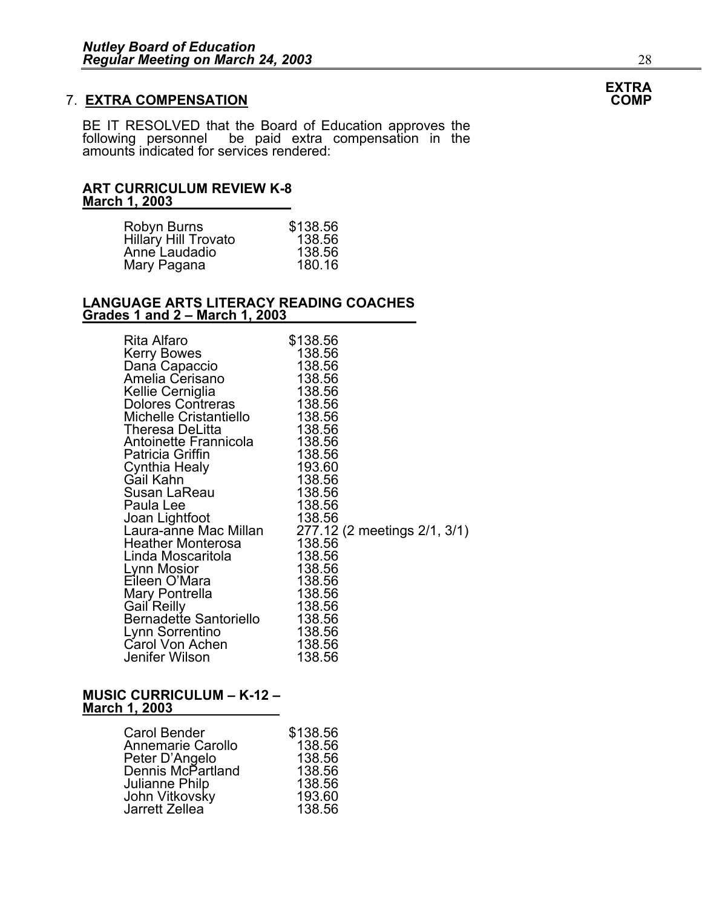## 7. **EXTRA COMPENSATION**

**EXTRA COMP**

BE IT RESOLVED that the Board of Education approves the following personnel be paid extra compensation in the amounts indicated for services rendered:

**ART CURRICULUM REVIEW K-8**
**March 1, 2003**

| | |
|---|---|
| Robyn Burns | $138.56 |
| Hillary Hill Trovato | 138.56 |
| Anne Laudadio | 138.56 |
| Mary Pagana | 180.16 |

**LANGUAGE ARTS LITERACY READING COACHES**
**Grades 1 and 2 – March 1, 2003**

| | |
|---|---|
| Rita Alfaro | $138.56 |
| Kerry Bowes | 138.56 |
| Dana Capaccio | 138.56 |
| Amelia Cerisano | 138.56 |
| Kellie Cerniglia | 138.56 |
| Dolores Contreras | 138.56 |
| Michelle Cristantiello | 138.56 |
| Theresa DeLitta | 138.56 |
| Antoinette Frannicola | 138.56 |
| Patricia Griffin | 138.56 |
| Cynthia Healy | 193.60 |
| Gail Kahn | 138.56 |
| Susan LaReau | 138.56 |
| Paula Lee | 138.56 |
| Joan Lightfoot | 138.56 |
| Laura-anne Mac Millan | 277.12 (2 meetings 2/1, 3/1) |
| Heather Monterosa | 138.56 |
| Linda Moscaritola | 138.56 |
| Lynn Mosior | 138.56 |
| Eileen O'Mara | 138.56 |
| Mary Pontrella | 138.56 |
| Gail Reilly | 138.56 |
| Bernadette Santoriello | 138.56 |
| Lynn Sorrentino | 138.56 |
| Carol Von Achen | 138.56 |
| Jenifer Wilson | 138.56 |

**MUSIC CURRICULUM – K-12 –**
**March 1, 2003**

| | |
|---|---|
| Carol Bender | $138.56 |
| Annemarie Carollo | 138.56 |
| Peter D'Angelo | 138.56 |
| Dennis McPartland | 138.56 |
| Julianne Philp | 138.56 |
| John Vitkovsky | 193.60 |
| Jarrett Zellea | 138.56 |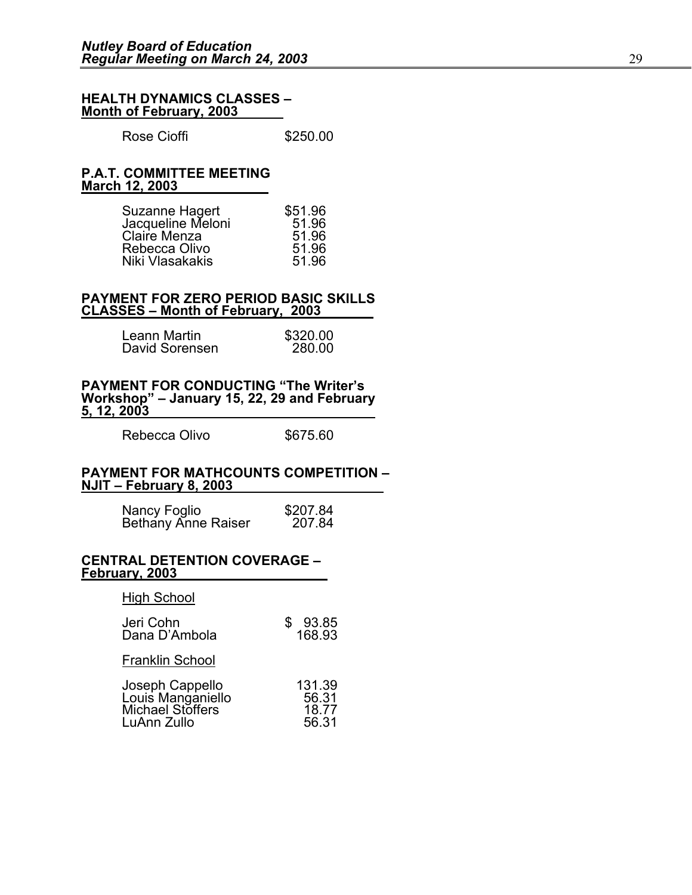**HEALTH DYNAMICS CLASSES – Month of February, 2003**

| | |
|---|---|
| Rose Cioffi | $250.00 |

**P.A.T. COMMITTEE MEETING March 12, 2003**

| | |
|---|---|
| Suzanne Hagert | $51.96 |
| Jacqueline Meloni | 51.96 |
| Claire Menza | 51.96 |
| Rebecca Olivo | 51.96 |
| Niki Vlasakakis | 51.96 |

**PAYMENT FOR ZERO PERIOD BASIC SKILLS CLASSES – Month of February, 2003**

| | |
|---|---|
| Leann Martin | $320.00 |
| David Sorensen | 280.00 |

**PAYMENT FOR CONDUCTING "The Writer's Workshop" – January 15, 22, 29 and February 5, 12, 2003**

| | |
|---|---|
| Rebecca Olivo | $675.60 |

**PAYMENT FOR MATHCOUNTS COMPETITION – NJIT – February 8, 2003**

| | |
|---|---|
| Nancy Foglio | $207.84 |
| Bethany Anne Raiser | 207.84 |

**CENTRAL DETENTION COVERAGE – February, 2003**

High School

| | |
|---|---|
| Jeri Cohn | $ 93.85 |
| Dana D'Ambola | 168.93 |

Franklin School

| | |
|---|---|
| Joseph Cappello | 131.39 |
| Louis Manganiello | 56.31 |
| Michael Stoffers | 18.77 |
| LuAnn Zullo | 56.31 |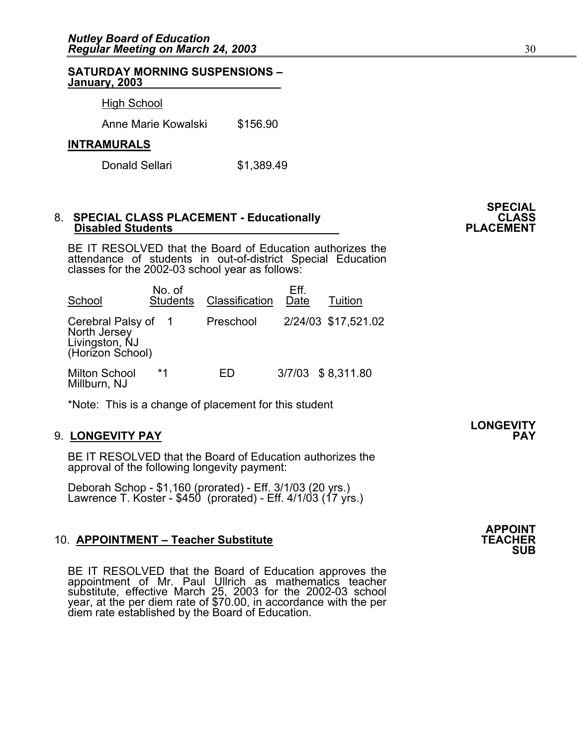**SATURDAY MORNING SUSPENSIONS – January, 2003**

High School

Anne Marie Kowalski $156.90

**INTRAMURALS**

Donald Sellari $1,389.49

**SPECIAL CLASS PLACEMENT**

8. **SPECIAL CLASS PLACEMENT - Educationally Disabled Students**

BE IT RESOLVED that the Board of Education authorizes the attendance of students in out-of-district Special Education classes for the 2002-03 school year as follows:

| School | No. of Students | Classification | Eff. Date | Tuition |
|---|---|---|---|---|
| Cerebral Palsy of North Jersey Livingston, NJ (Horizon School) | 1 | Preschool | 2/24/03 | $17,521.02 |
| Milton School Millburn, NJ | *1 | ED | 3/7/03 | $ 8,311.80 |

*Note: This is a change of placement for this student

**LONGEVITY PAY**

9. **LONGEVITY PAY**

BE IT RESOLVED that the Board of Education authorizes the approval of the following longevity payment:

Deborah Schop - $1,160 (prorated) - Eff. 3/1/03 (20 yrs.)
Lawrence T. Koster - $450 (prorated) - Eff. 4/1/03 (17 yrs.)

**APPOINT TEACHER SUB**

10. **APPOINTMENT – Teacher Substitute**

BE IT RESOLVED that the Board of Education approves the appointment of Mr. Paul Ullrich as mathematics teacher substitute, effective March 25, 2003 for the 2002-03 school year, at the per diem rate of $70.00, in accordance with the per diem rate established by the Board of Education.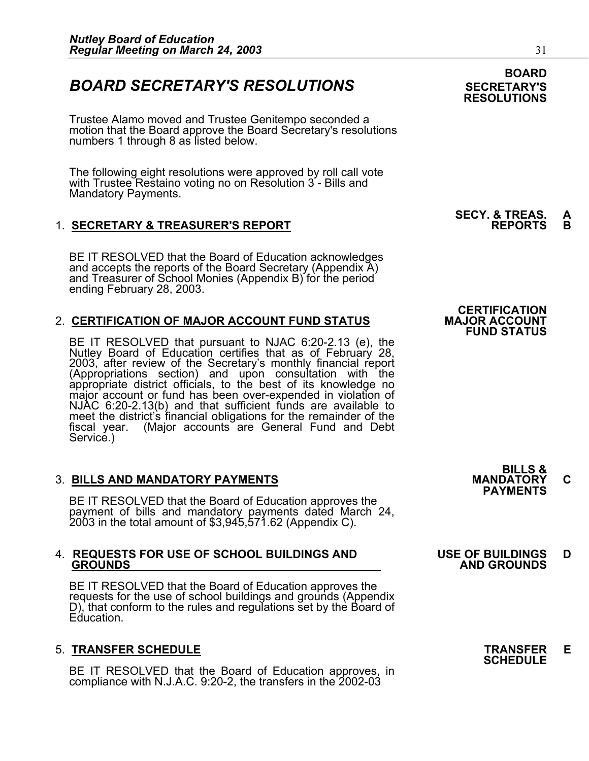## BOARD SECRETARY'S RESOLUTIONS

**BOARD SECRETARY'S RESOLUTIONS**

Trustee Alamo moved and Trustee Genitempo seconded a motion that the Board approve the Board Secretary's resolutions numbers 1 through 8 as listed below.

The following eight resolutions were approved by roll call vote with Trustee Restaino voting no on Resolution 3 - Bills and Mandatory Payments.

1. **SECRETARY & TREASURER'S REPORT**

**SECY. & TREAS. REPORTS** **A B**

BE IT RESOLVED that the Board of Education acknowledges and accepts the reports of the Board Secretary (Appendix A) and Treasurer of School Monies (Appendix B) for the period ending February 28, 2003.

2. **CERTIFICATION OF MAJOR ACCOUNT FUND STATUS**

**CERTIFICATION MAJOR ACCOUNT FUND STATUS**

BE IT RESOLVED that pursuant to NJAC 6:20-2.13 (e), the Nutley Board of Education certifies that as of February 28, 2003, after review of the Secretary's monthly financial report (Appropriations section) and upon consultation with the appropriate district officials, to the best of its knowledge no major account or fund has been over-expended in violation of NJAC 6:20-2.13(b) and that sufficient funds are available to meet the district's financial obligations for the remainder of the fiscal year. (Major accounts are General Fund and Debt Service.)

3. **BILLS AND MANDATORY PAYMENTS**

**BILLS & MANDATORY PAYMENTS** **C**

BE IT RESOLVED that the Board of Education approves the payment of bills and mandatory payments dated March 24, 2003 in the total amount of $3,945,571.62 (Appendix C).

4. **REQUESTS FOR USE OF SCHOOL BUILDINGS AND GROUNDS**

**USE OF BUILDINGS AND GROUNDS** **D**

BE IT RESOLVED that the Board of Education approves the requests for the use of school buildings and grounds (Appendix D), that conform to the rules and regulations set by the Board of Education.

5. **TRANSFER SCHEDULE**

**TRANSFER SCHEDULE** **E**

BE IT RESOLVED that the Board of Education approves, in compliance with N.J.A.C. 9:20-2, the transfers in the 2002-03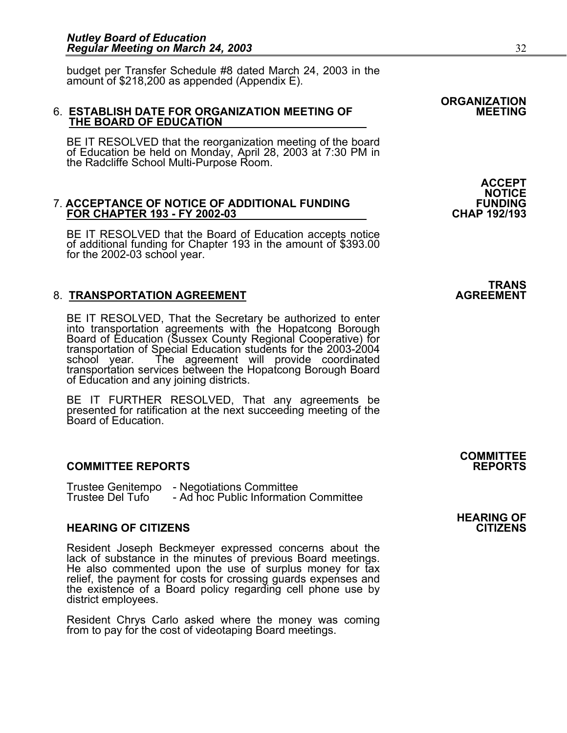budget per Transfer Schedule #8 dated March 24, 2003 in the amount of $218,200 as appended (Appendix E).

**ORGANIZATION MEETING**

6. **ESTABLISH DATE FOR ORGANIZATION MEETING OF THE BOARD OF EDUCATION**

   BE IT RESOLVED that the reorganization meeting of the board of Education be held on Monday, April 28, 2003 at 7:30 PM in the Radcliffe School Multi-Purpose Room.

**ACCEPT NOTICE FUNDING CHAP 192/193**

7. **ACCEPTANCE OF NOTICE OF ADDITIONAL FUNDING FOR CHAPTER 193 - FY 2002-03**

   BE IT RESOLVED that the Board of Education accepts notice of additional funding for Chapter 193 in the amount of $393.00 for the 2002-03 school year.

**TRANS AGREEMENT**

8. **TRANSPORTATION AGREEMENT**

   BE IT RESOLVED, That the Secretary be authorized to enter into transportation agreements with the Hopatcong Borough Board of Education (Sussex County Regional Cooperative) for transportation of Special Education students for the 2003-2004 school year. The agreement will provide coordinated transportation services between the Hopatcong Borough Board of Education and any joining districts.

   BE IT FURTHER RESOLVED, That any agreements be presented for ratification at the next succeeding meeting of the Board of Education.

**COMMITTEE REPORTS**

## COMMITTEE REPORTS

Trustee Genitempo - Negotiations Committee
Trustee Del Tufo - Ad hoc Public Information Committee

**HEARING OF CITIZENS**

## HEARING OF CITIZENS

Resident Joseph Beckmeyer expressed concerns about the lack of substance in the minutes of previous Board meetings. He also commented upon the use of surplus money for tax relief, the payment for costs for crossing guards expenses and the existence of a Board policy regarding cell phone use by district employees.

Resident Chrys Carlo asked where the money was coming from to pay for the cost of videotaping Board meetings.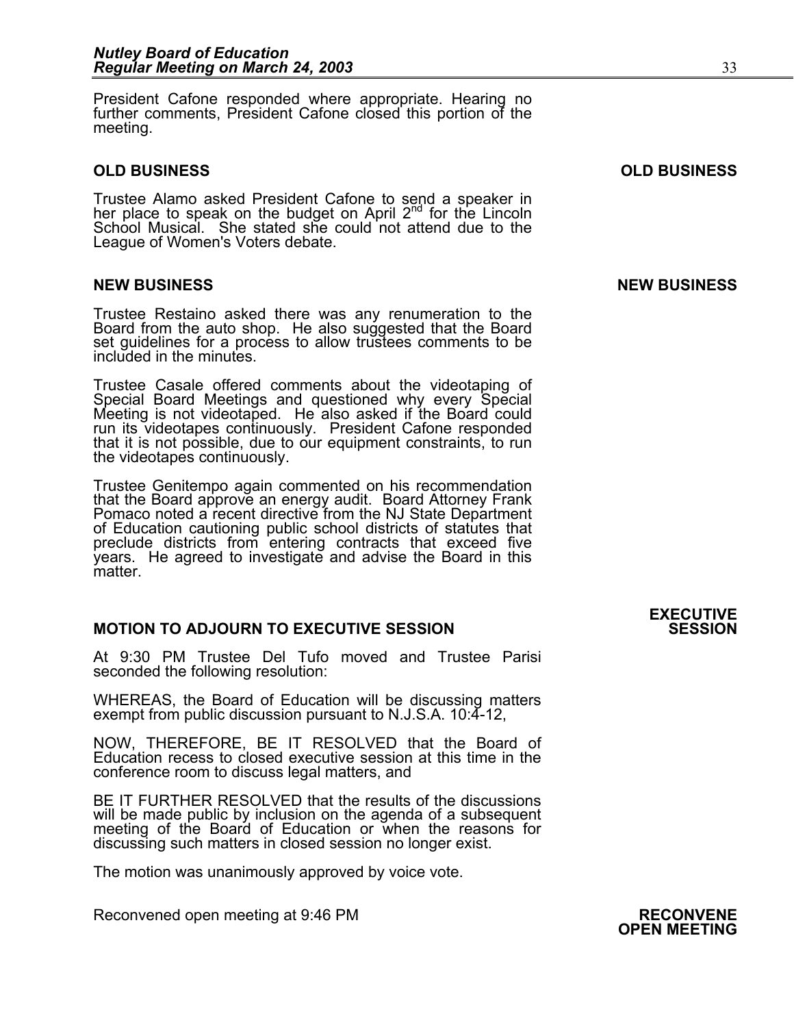President Cafone responded where appropriate. Hearing no further comments, President Cafone closed this portion of the meeting.

## OLD BUSINESS

Trustee Alamo asked President Cafone to send a speaker in her place to speak on the budget on April 2nd for the Lincoln School Musical. She stated she could not attend due to the League of Women's Voters debate.

## NEW BUSINESS

Trustee Restaino asked there was any renumeration to the Board from the auto shop. He also suggested that the Board set guidelines for a process to allow trustees comments to be included in the minutes.

Trustee Casale offered comments about the videotaping of Special Board Meetings and questioned why every Special Meeting is not videotaped. He also asked if the Board could run its videotapes continuously. President Cafone responded that it is not possible, due to our equipment constraints, to run the videotapes continuously.

Trustee Genitempo again commented on his recommendation that the Board approve an energy audit. Board Attorney Frank Pomaco noted a recent directive from the NJ State Department of Education cautioning public school districts of statutes that preclude districts from entering contracts that exceed five years. He agreed to investigate and advise the Board in this matter.

## MOTION TO ADJOURN TO EXECUTIVE SESSION

At 9:30 PM Trustee Del Tufo moved and Trustee Parisi seconded the following resolution:

WHEREAS, the Board of Education will be discussing matters exempt from public discussion pursuant to N.J.S.A. 10:4-12,

NOW, THEREFORE, BE IT RESOLVED that the Board of Education recess to closed executive session at this time in the conference room to discuss legal matters, and

BE IT FURTHER RESOLVED that the results of the discussions will be made public by inclusion on the agenda of a subsequent meeting of the Board of Education or when the reasons for discussing such matters in closed session no longer exist.

The motion was unanimously approved by voice vote.

## RECONVENE OPEN MEETING

Reconvened open meeting at 9:46 PM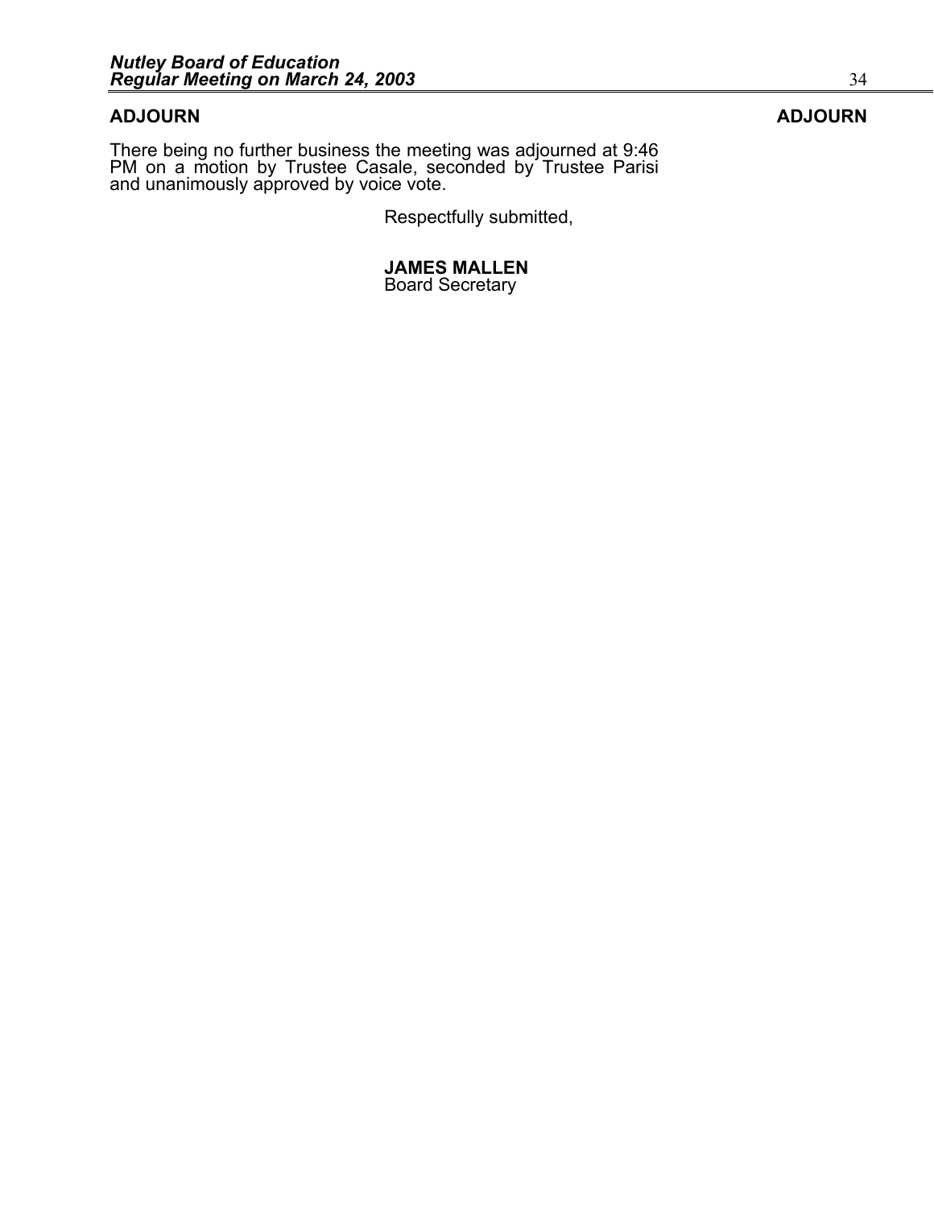## ADJOURN

There being no further business the meeting was adjourned at 9:46 PM on a motion by Trustee Casale, seconded by Trustee Parisi and unanimously approved by voice vote.

Respectfully submitted,

**JAMES MALLEN**
Board Secretary